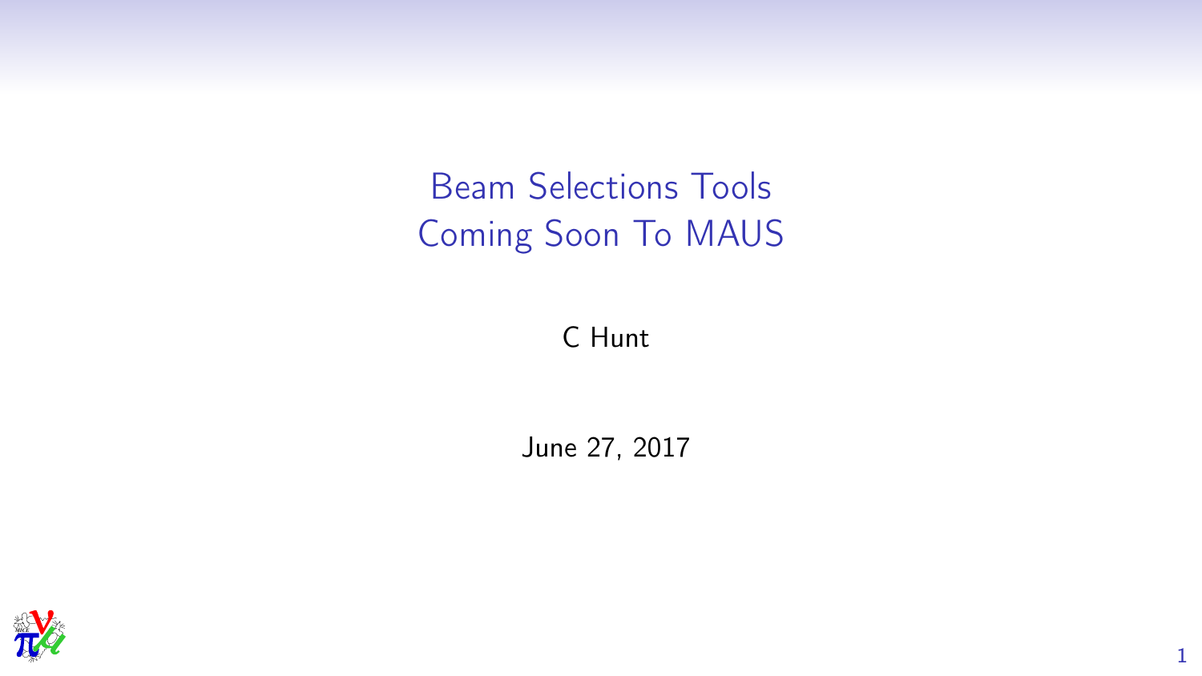# Beam Selections Tools
# Coming Soon To MAUS

C Hunt

June 27, 2017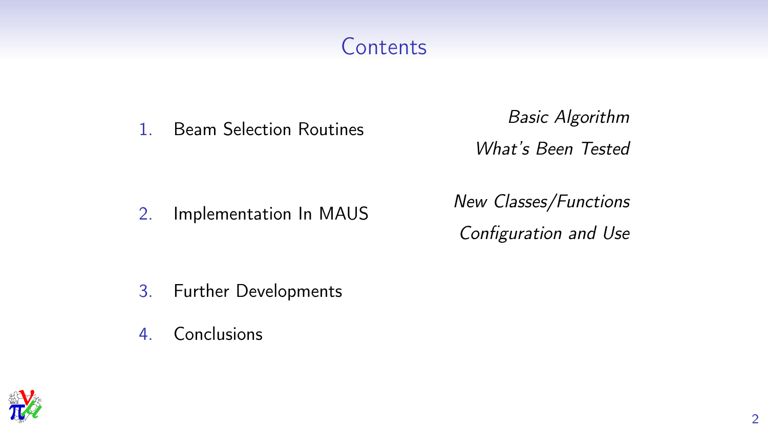# Contents

1. Beam Selection Routines
   - *Basic Algorithm*
   - *What's Been Tested*
2. Implementation In MAUS
   - *New Classes/Functions*
   - *Configuration and Use*
3. Further Developments
4. Conclusions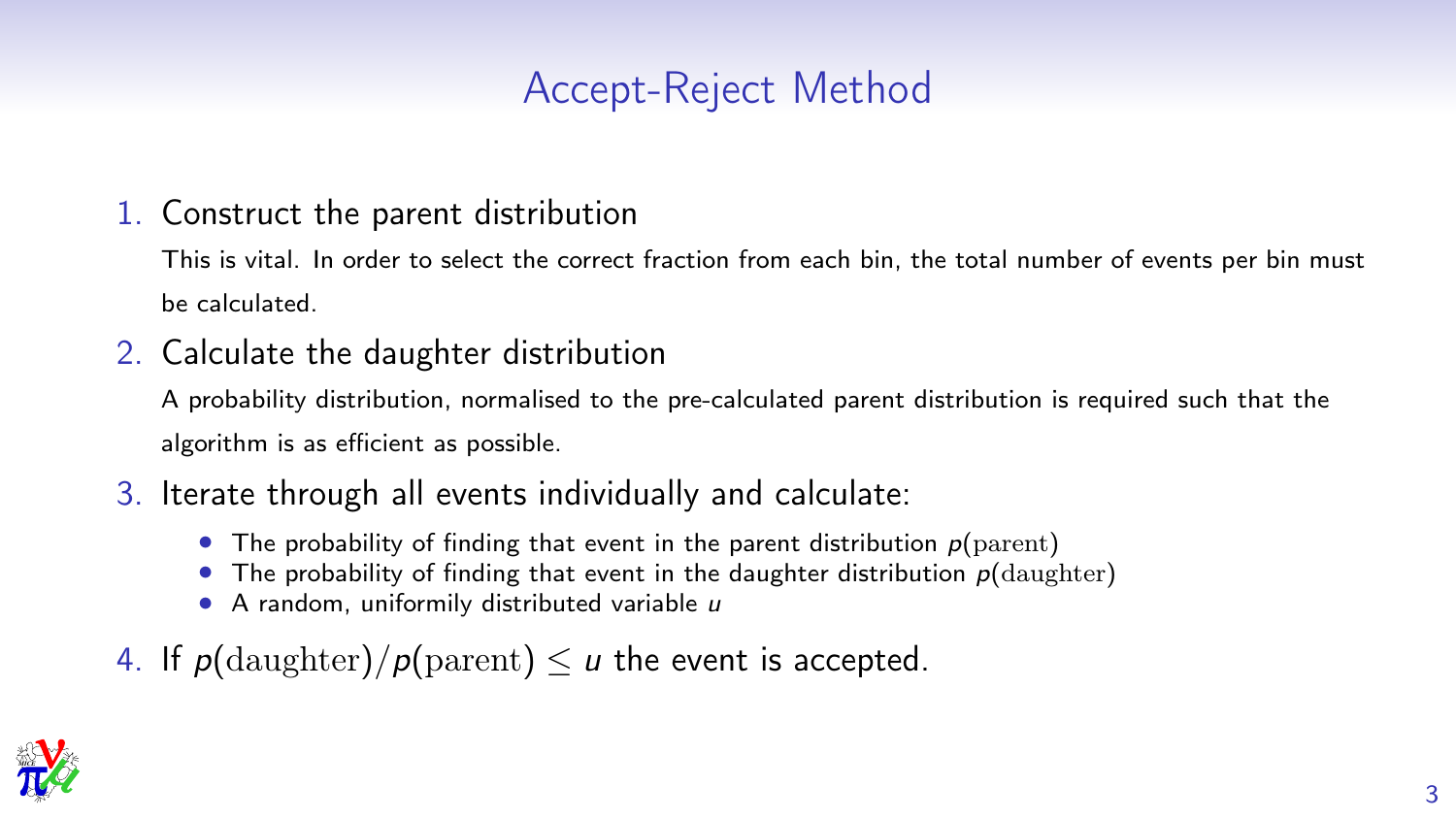# Accept-Reject Method

1. Construct the parent distribution

   This is vital. In order to select the correct fraction from each bin, the total number of events per bin must be calculated.

2. Calculate the daughter distribution

   A probability distribution, normalised to the pre-calculated parent distribution is required such that the algorithm is as efficient as possible.

3. Iterate through all events individually and calculate:
   - The probability of finding that event in the parent distribution $p(\mathrm{parent})$
   - The probability of finding that event in the daughter distribution $p(\mathrm{daughter})$
   - A random, uniformly distributed variable $u$

4. If $p(\mathrm{daughter})/p(\mathrm{parent}) \leq u$ the event is accepted.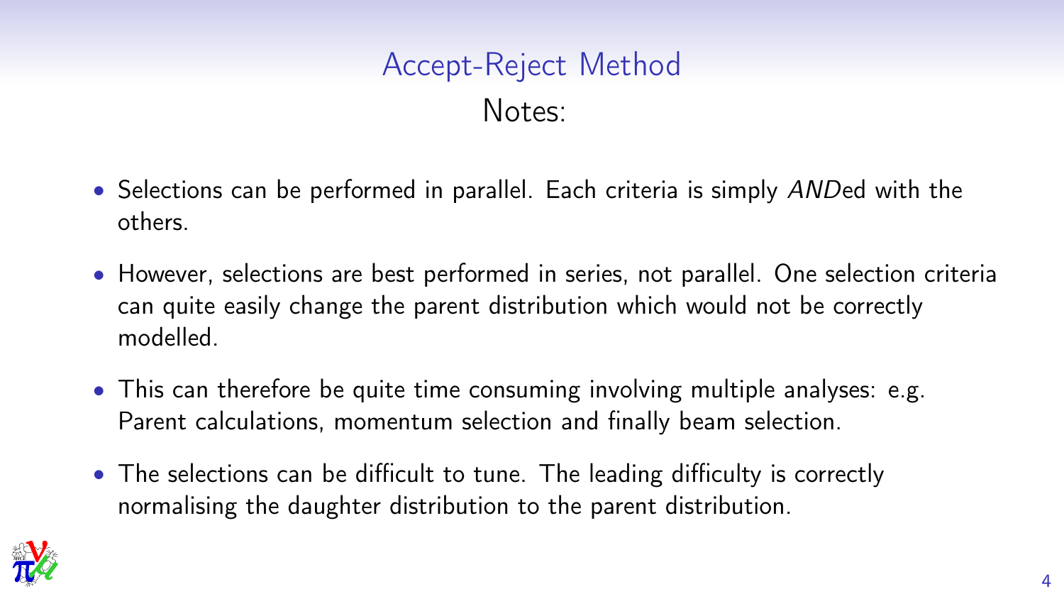# Accept-Reject Method

## Notes:

- Selections can be performed in parallel. Each criteria is simply *AND*ed with the others.
- However, selections are best performed in series, not parallel. One selection criteria can quite easily change the parent distribution which would not be correctly modelled.
- This can therefore be quite time consuming involving multiple analyses: e.g. Parent calculations, momentum selection and finally beam selection.
- The selections can be difficult to tune. The leading difficulty is correctly normalising the daughter distribution to the parent distribution.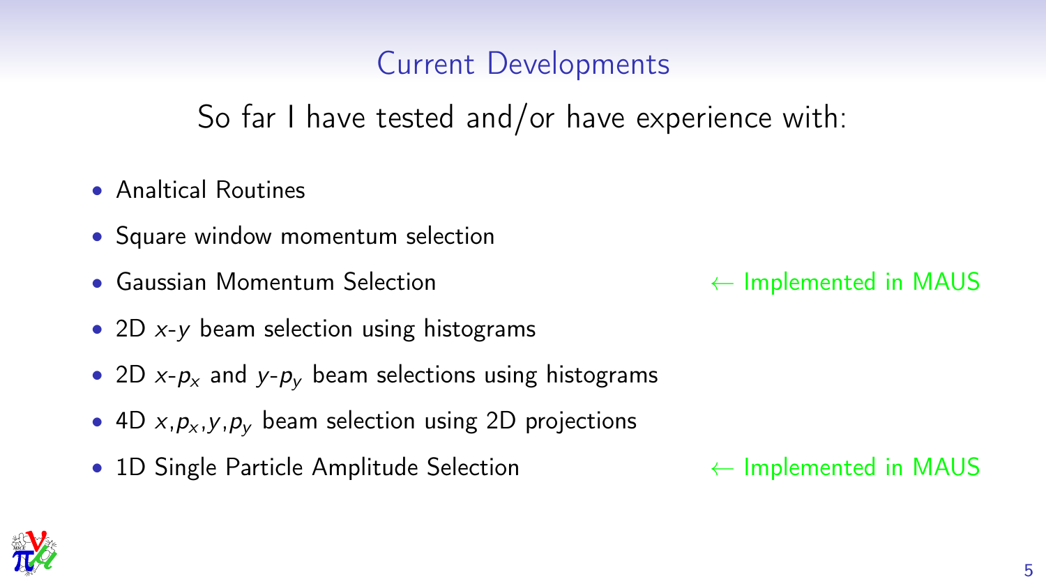# Current Developments

So far I have tested and/or have experience with:

- Analtical Routines
- Square window momentum selection
- Gaussian Momentum Selection ← Implemented in MAUS
- 2D $x$-$y$ beam selection using histograms
- 2D $x$-$p_x$ and $y$-$p_y$ beam selections using histograms
- 4D $x$,$p_x$,$y$,$p_y$ beam selection using 2D projections
- 1D Single Particle Amplitude Selection ← Implemented in MAUS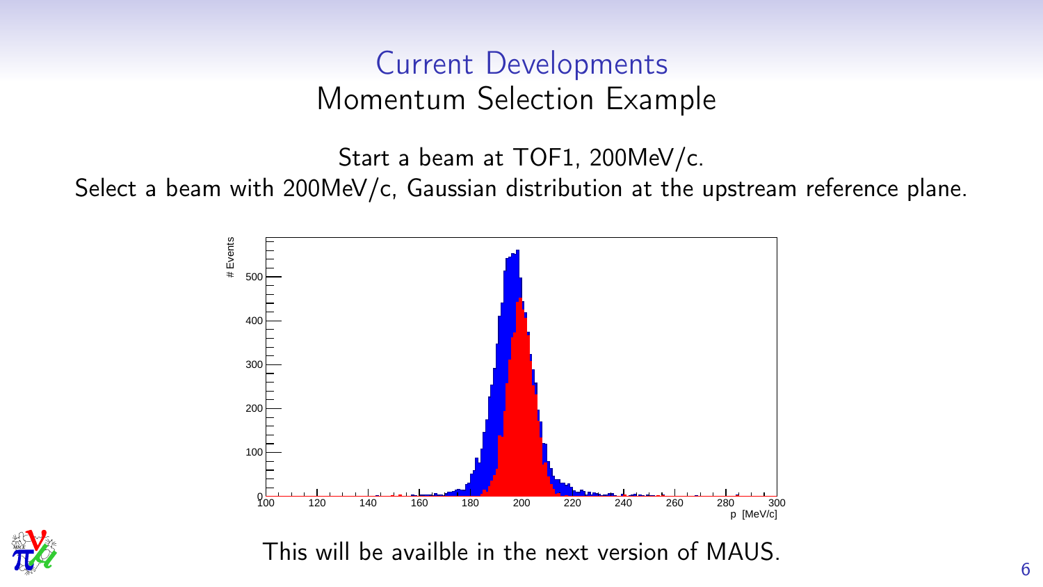# Current Developments

## Momentum Selection Example

Start a beam at TOF1, 200MeV/c.

Select a beam with 200MeV/c, Gaussian distribution at the upstream reference plane.

This will be availble in the next version of MAUS.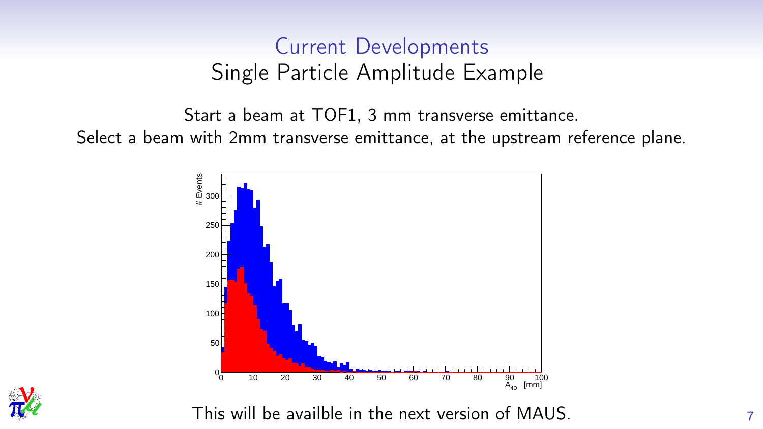# Current Developments

## Single Particle Amplitude Example

Start a beam at TOF1, 3 mm transverse emittance.
Select a beam with 2mm transverse emittance, at the upstream reference plane.

This will be availble in the next version of MAUS.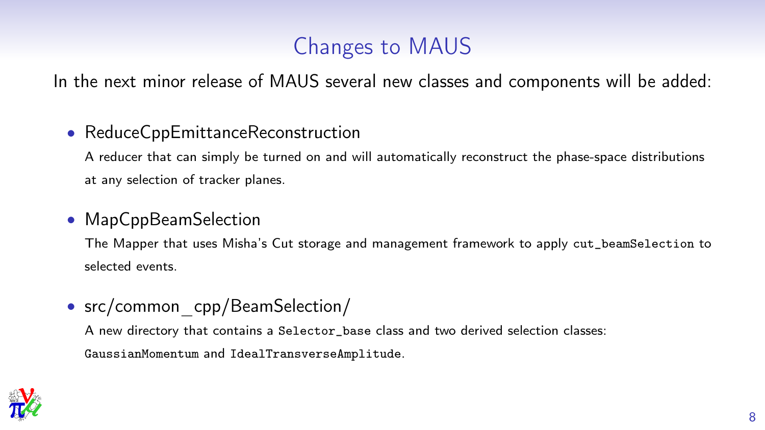# Changes to MAUS

In the next minor release of MAUS several new classes and components will be added:

- ReduceCppEmittanceReconstruction

  A reducer that can simply be turned on and will automatically reconstruct the phase-space distributions at any selection of tracker planes.

- MapCppBeamSelection

  The Mapper that uses Misha's Cut storage and management framework to apply `cut_beamSelection` to selected events.

- src/common_cpp/BeamSelection/

  A new directory that contains a `Selector_base` class and two derived selection classes: `GaussianMomentum` and `IdealTransverseAmplitude`.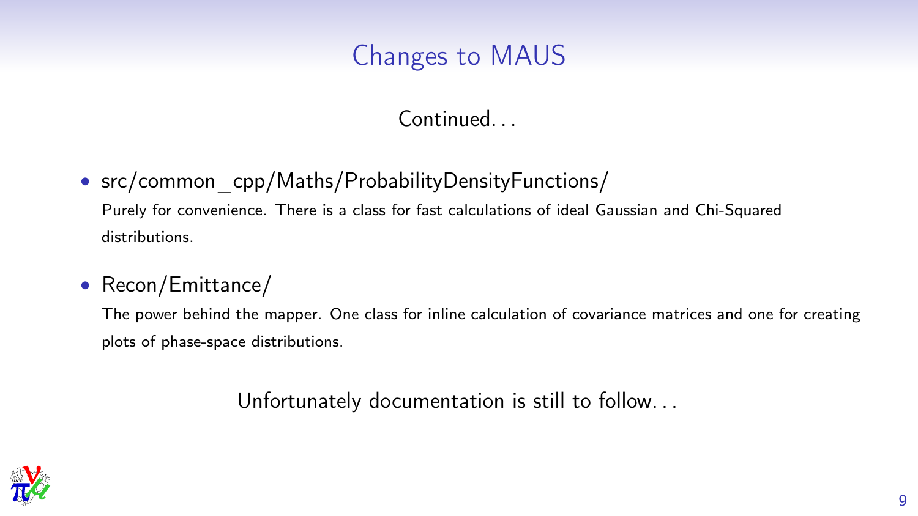# Changes to MAUS

Continued...

- src/common_cpp/Maths/ProbabilityDensityFunctions/

  Purely for convenience. There is a class for fast calculations of ideal Gaussian and Chi-Squared distributions.

- Recon/Emittance/

  The power behind the mapper. One class for inline calculation of covariance matrices and one for creating plots of phase-space distributions.

Unfortunately documentation is still to follow...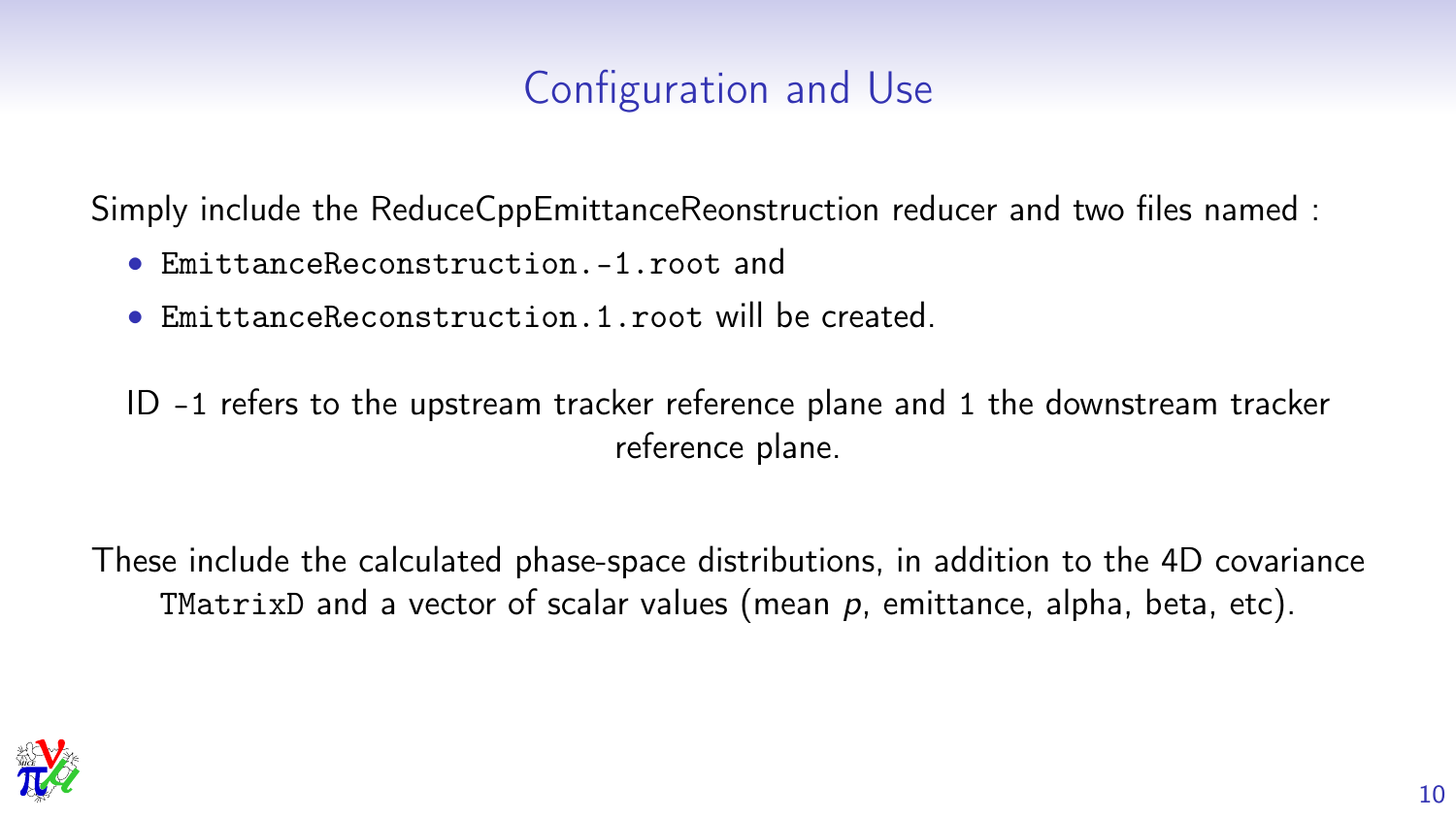# Configuration and Use

Simply include the ReduceCppEmittanceReonstruction reducer and two files named :

- `EmittanceReconstruction.-1.root` and
- `EmittanceReconstruction.1.root` will be created.

ID `-1` refers to the upstream tracker reference plane and `1` the downstream tracker reference plane.

These include the calculated phase-space distributions, in addition to the 4D covariance `TMatrixD` and a vector of scalar values (mean $p$, emittance, alpha, beta, etc).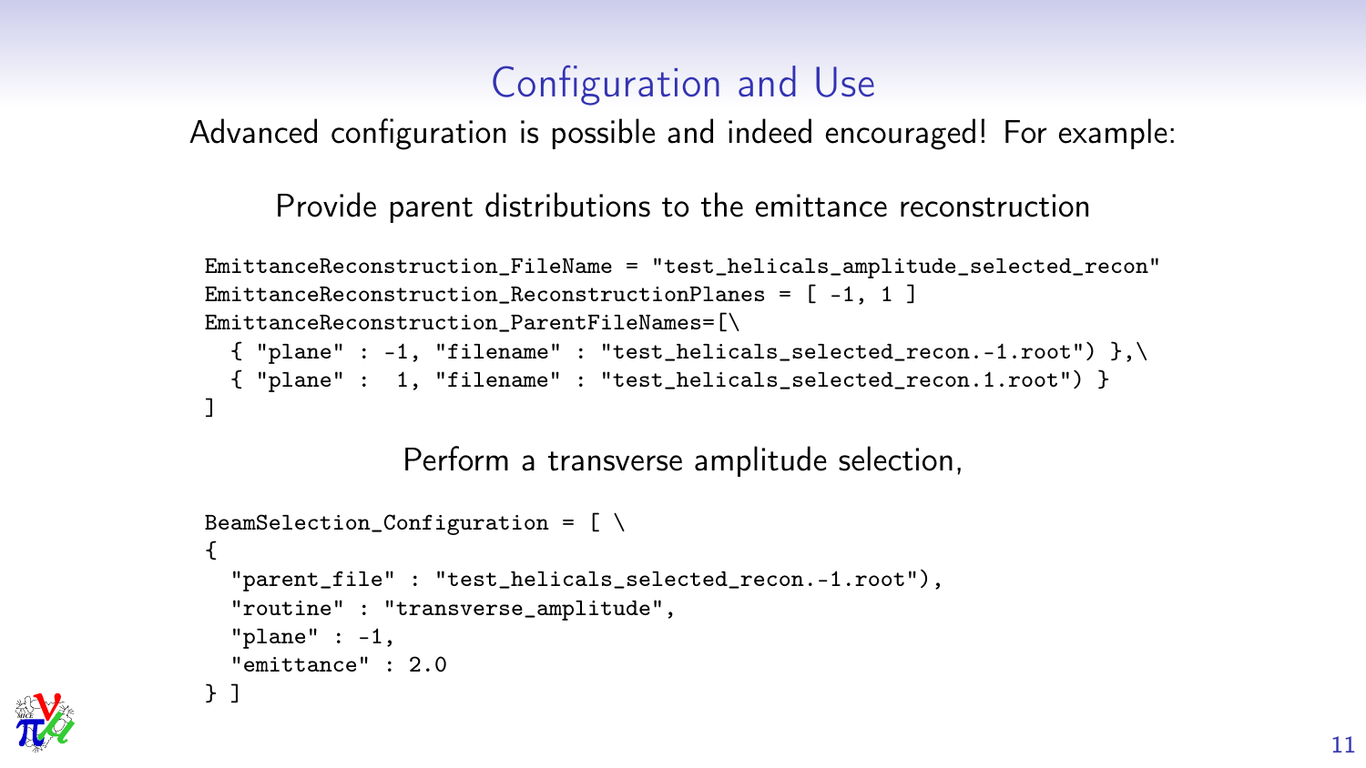# Configuration and Use

Advanced configuration is possible and indeed encouraged! For example:

Provide parent distributions to the emittance reconstruction

```
EmittanceReconstruction_FileName = "test_helicals_amplitude_selected_recon"
EmittanceReconstruction_ReconstructionPlanes = [ -1, 1 ]
EmittanceReconstruction_ParentFileNames=[\
  { "plane" : -1, "filename" : "test_helicals_selected_recon.-1.root") },\
  { "plane" :  1, "filename" : "test_helicals_selected_recon.1.root") }
]
```

Perform a transverse amplitude selection,

```
BeamSelection_Configuration = [ \
{
  "parent_file" : "test_helicals_selected_recon.-1.root"),
  "routine" : "transverse_amplitude",
  "plane" : -1,
  "emittance" : 2.0
} ]
```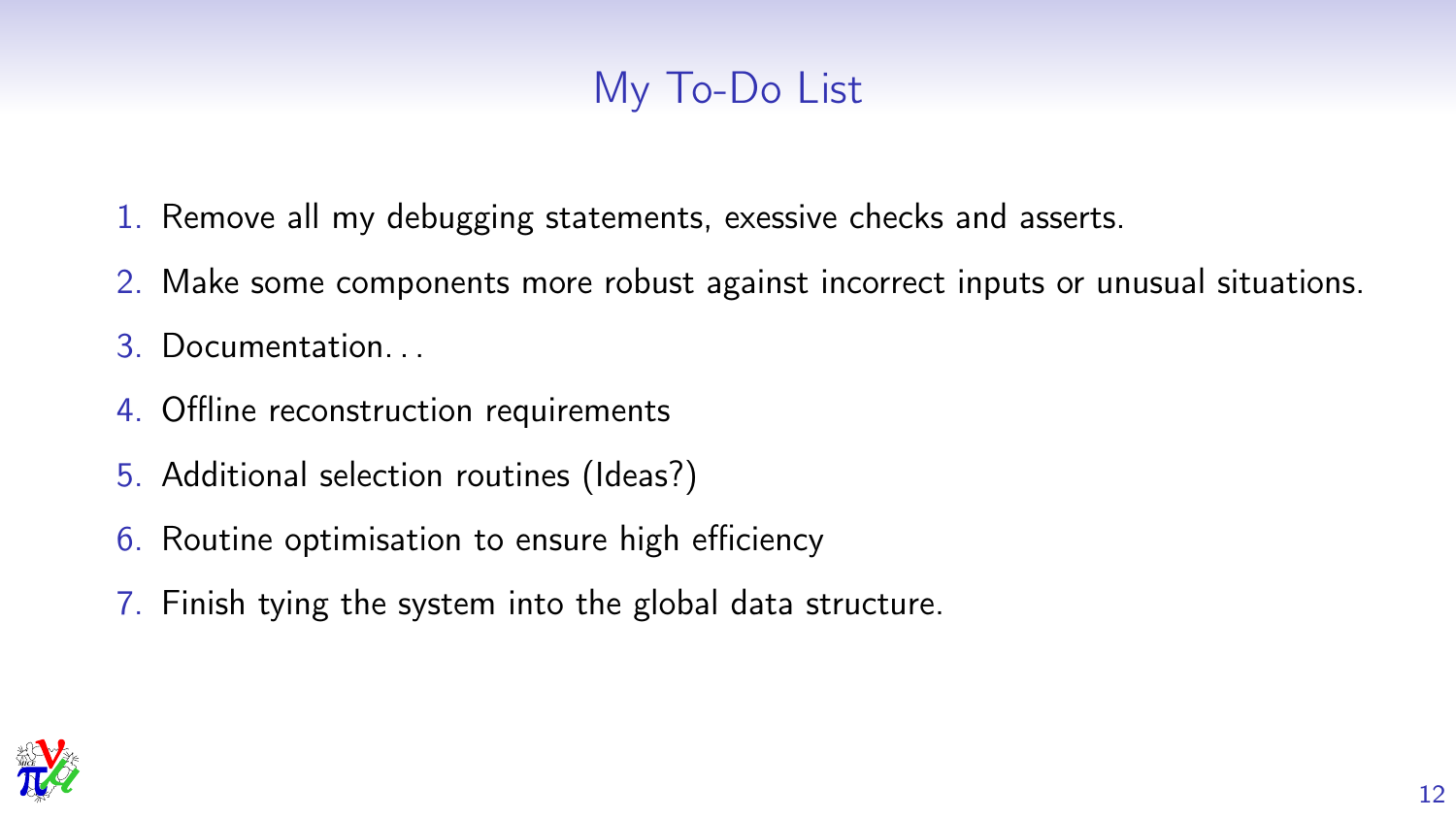# My To-Do List

1. Remove all my debugging statements, exessive checks and asserts.
2. Make some components more robust against incorrect inputs or unusual situations.
3. Documentation...
4. Offline reconstruction requirements
5. Additional selection routines (Ideas?)
6. Routine optimisation to ensure high efficiency
7. Finish tying the system into the global data structure.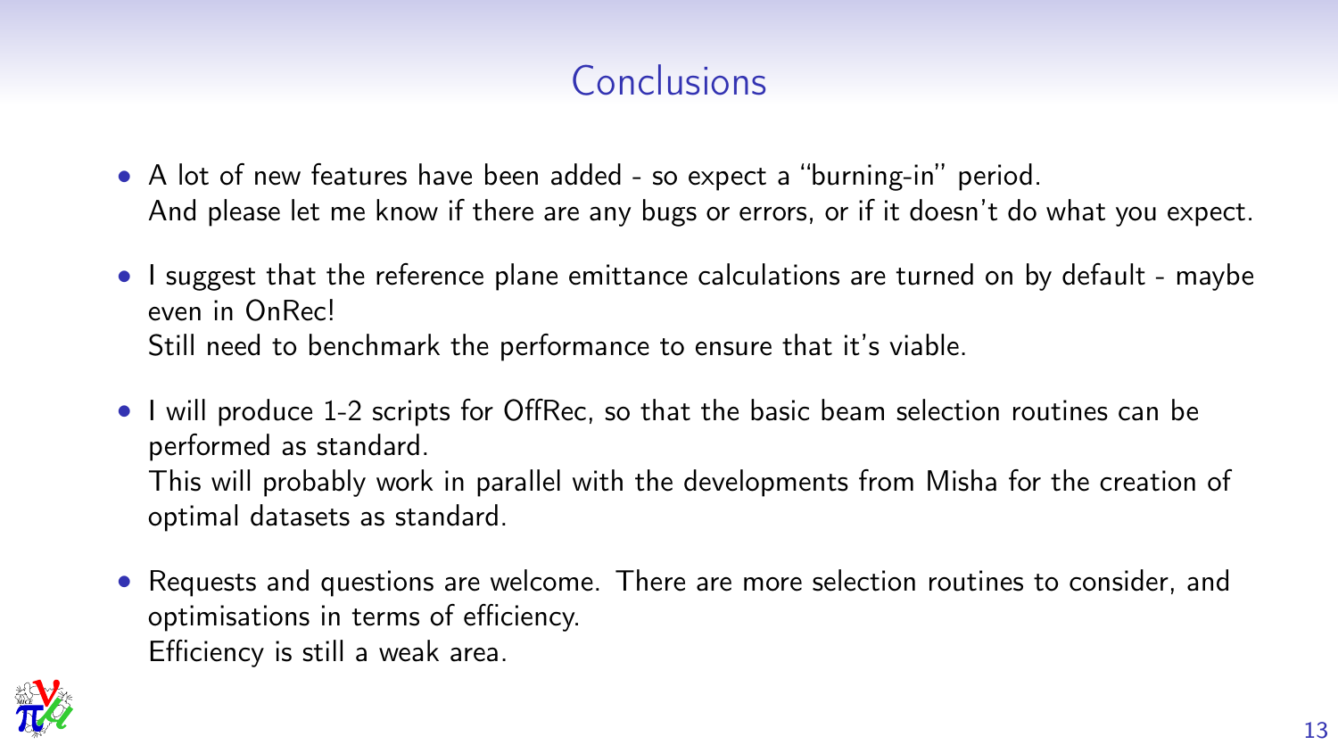# Conclusions

- A lot of new features have been added - so expect a "burning-in" period.
  And please let me know if there are any bugs or errors, or if it doesn't do what you expect.
- I suggest that the reference plane emittance calculations are turned on by default - maybe even in OnRec!
  Still need to benchmark the performance to ensure that it's viable.
- I will produce 1-2 scripts for OffRec, so that the basic beam selection routines can be performed as standard.
  This will probably work in parallel with the developments from Misha for the creation of optimal datasets as standard.
- Requests and questions are welcome. There are more selection routines to consider, and optimisations in terms of efficiency.
  Efficiency is still a weak area.